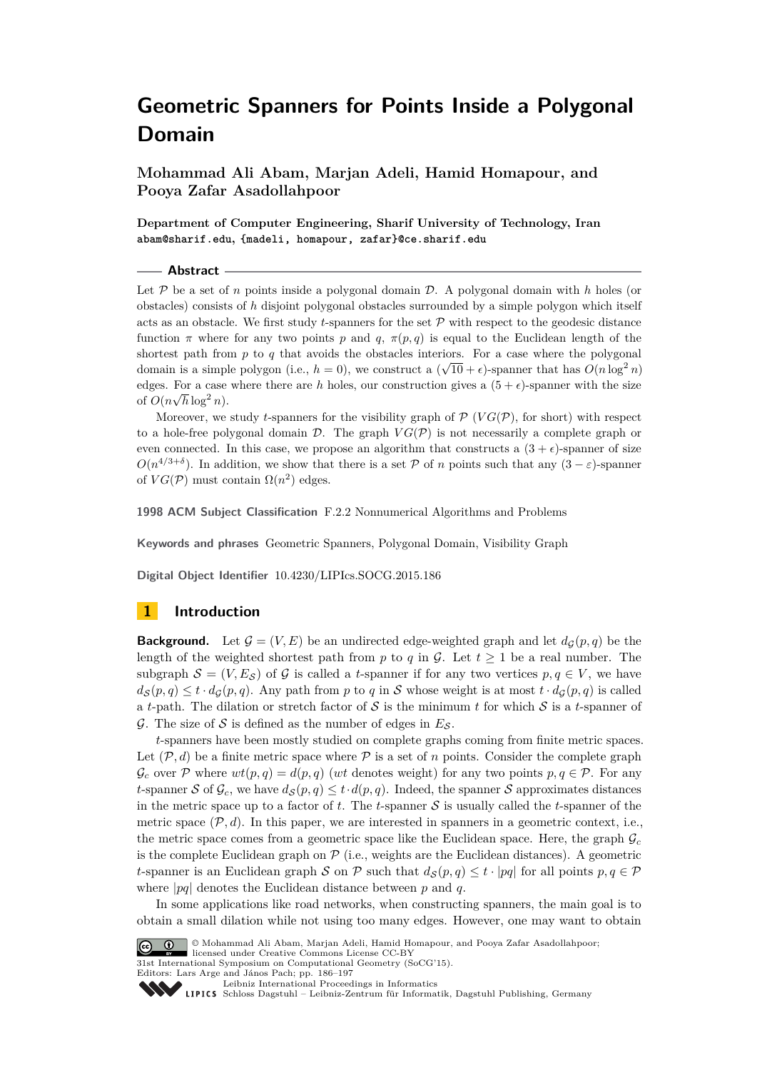# Geometric Spanners for Points Inside a Polygonal Domain

**Mohammad Ali Abam, Marjan Adeli, Hamid Homapour, and Pooya Zafar Asadollahpoor**

**Department of Computer Engineering, Sharif University of Technology, Iran**
**abam@sharif.edu, {madeli, homapour, zafar}@ce.sharif.edu**

## Abstract

Let $\mathcal{P}$ be a set of $n$ points inside a polygonal domain $\mathcal{D}$. A polygonal domain with $h$ holes (or obstacles) consists of $h$ disjoint polygonal obstacles surrounded by a simple polygon which itself acts as an obstacle. We first study $t$-spanners for the set $\mathcal{P}$ with respect to the geodesic distance function $\pi$ where for any two points $p$ and $q$, $\pi(p, q)$ is equal to the Euclidean length of the shortest path from $p$ to $q$ that avoids the obstacles interiors. For a case where the polygonal domain is a simple polygon (i.e., $h = 0$), we construct a $(\sqrt{10} + \epsilon)$-spanner that has $O(n \log^2 n)$ edges. For a case where there are $h$ holes, our construction gives a $(5 + \epsilon)$-spanner with the size of $O(n\sqrt{h} \log^2 n)$.

Moreover, we study $t$-spanners for the visibility graph of $\mathcal{P}$ ($VG(\mathcal{P})$, for short) with respect to a hole-free polygonal domain $\mathcal{D}$. The graph $VG(\mathcal{P})$ is not necessarily a complete graph or even connected. In this case, we propose an algorithm that constructs a $(3 + \epsilon)$-spanner of size $O(n^{4/3+\delta})$. In addition, we show that there is a set $\mathcal{P}$ of $n$ points such that any $(3 - \varepsilon)$-spanner of $VG(\mathcal{P})$ must contain $\Omega(n^2)$ edges.

**1998 ACM Subject Classification** F.2.2 Nonnumerical Algorithms and Problems

**Keywords and phrases** Geometric Spanners, Polygonal Domain, Visibility Graph

**Digital Object Identifier** 10.4230/LIPIcs.SOCG.2015.186

## 1 Introduction

**Background.** Let $\mathcal{G} = (V, E)$ be an undirected edge-weighted graph and let $d_{\mathcal{G}}(p, q)$ be the length of the weighted shortest path from $p$ to $q$ in $\mathcal{G}$. Let $t \geq 1$ be a real number. The subgraph $\mathcal{S} = (V, E_{\mathcal{S}})$ of $\mathcal{G}$ is called a $t$-spanner if for any two vertices $p, q \in V$, we have $d_{\mathcal{S}}(p, q) \leq t \cdot d_{\mathcal{G}}(p, q)$. Any path from $p$ to $q$ in $\mathcal{S}$ whose weight is at most $t \cdot d_{\mathcal{G}}(p, q)$ is called a $t$-path. The dilation or stretch factor of $\mathcal{S}$ is the minimum $t$ for which $\mathcal{S}$ is a $t$-spanner of $\mathcal{G}$. The size of $\mathcal{S}$ is defined as the number of edges in $E_{\mathcal{S}}$.

$t$-spanners have been mostly studied on complete graphs coming from finite metric spaces. Let $(\mathcal{P}, d)$ be a finite metric space where $\mathcal{P}$ is a set of $n$ points. Consider the complete graph $\mathcal{G}_c$ over $\mathcal{P}$ where $wt(p, q) = d(p, q)$ ($wt$ denotes weight) for any two points $p, q \in \mathcal{P}$. For any $t$-spanner $\mathcal{S}$ of $\mathcal{G}_c$, we have $d_{\mathcal{S}}(p, q) \leq t \cdot d(p, q)$. Indeed, the spanner $\mathcal{S}$ approximates distances in the metric space up to a factor of $t$. The $t$-spanner $\mathcal{S}$ is usually called the $t$-spanner of the metric space $(\mathcal{P}, d)$. In this paper, we are interested in spanners in a geometric context, i.e., the metric space comes from a geometric space like the Euclidean space. Here, the graph $\mathcal{G}_c$ is the complete Euclidean graph on $\mathcal{P}$ (i.e., weights are the Euclidean distances). A geometric $t$-spanner is an Euclidean graph $\mathcal{S}$ on $\mathcal{P}$ such that $d_{\mathcal{S}}(p, q) \leq t \cdot |pq|$ for all points $p, q \in \mathcal{P}$ where $|pq|$ denotes the Euclidean distance between $p$ and $q$.

In some applications like road networks, when constructing spanners, the main goal is to obtain a small dilation while not using too many edges. However, one may want to obtain

© Mohammad Ali Abam, Marjan Adeli, Hamid Homapour, and Pooya Zafar Asadollahpoor; licensed under Creative Commons License CC-BY
31st International Symposium on Computational Geometry (SoCG'15).
Editors: Lars Arge and János Pach; pp. 186–197
Leibniz International Proceedings in Informatics
Schloss Dagstuhl – Leibniz-Zentrum für Informatik, Dagstuhl Publishing, Germany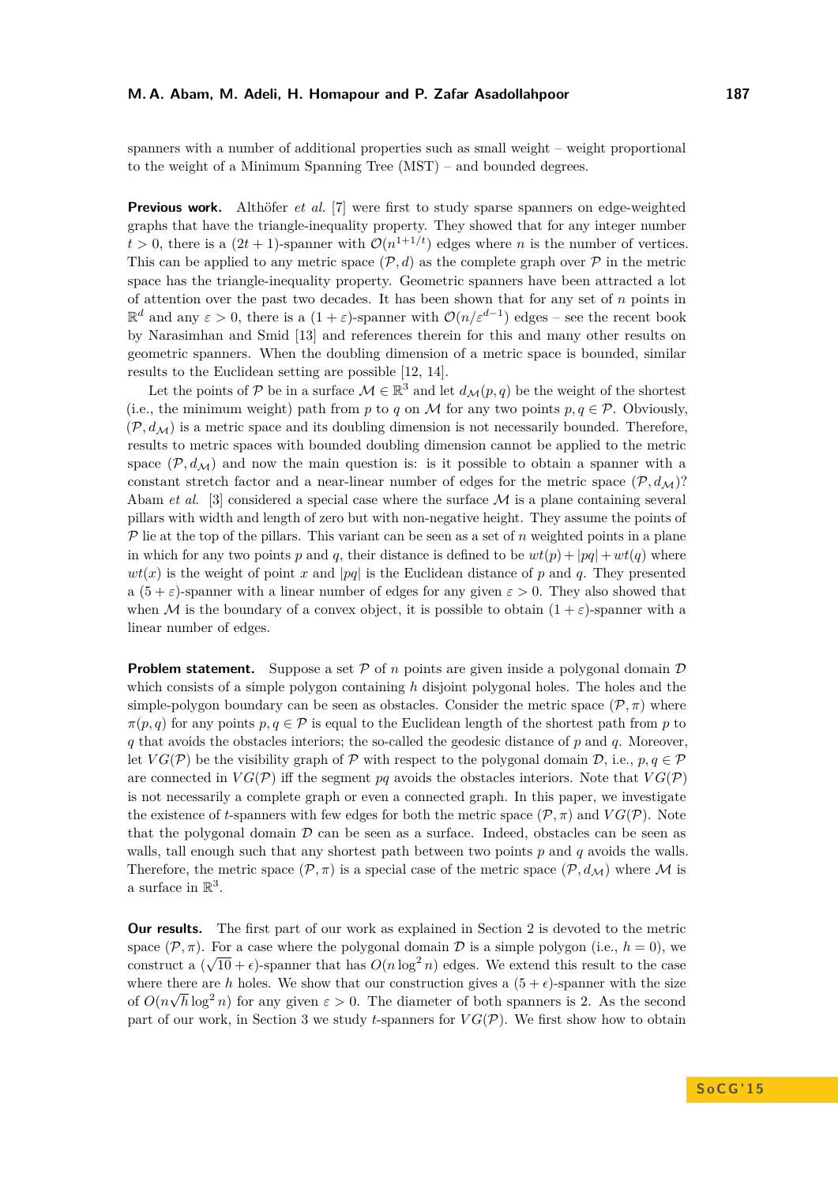spanners with a number of additional properties such as small weight – weight proportional to the weight of a Minimum Spanning Tree (MST) – and bounded degrees.

**Previous work.** Althöfer *et al.* [7] were first to study sparse spanners on edge-weighted graphs that have the triangle-inequality property. They showed that for any integer number $t > 0$, there is a $(2t + 1)$-spanner with $\mathcal{O}(n^{1+1/t})$ edges where $n$ is the number of vertices. This can be applied to any metric space $(\mathcal{P}, d)$ as the complete graph over $\mathcal{P}$ in the metric space has the triangle-inequality property. Geometric spanners have been attracted a lot of attention over the past two decades. It has been shown that for any set of $n$ points in $\mathbb{R}^d$ and any $\varepsilon > 0$, there is a $(1 + \varepsilon)$-spanner with $\mathcal{O}(n/\varepsilon^{d-1})$ edges – see the recent book by Narasimhan and Smid [13] and references therein for this and many other results on geometric spanners. When the doubling dimension of a metric space is bounded, similar results to the Euclidean setting are possible [12, 14].

Let the points of $\mathcal{P}$ be in a surface $\mathcal{M} \in \mathbb{R}^3$ and let $d_{\mathcal{M}}(p, q)$ be the weight of the shortest (i.e., the minimum weight) path from $p$ to $q$ on $\mathcal{M}$ for any two points $p, q \in \mathcal{P}$. Obviously, $(\mathcal{P}, d_{\mathcal{M}})$ is a metric space and its doubling dimension is not necessarily bounded. Therefore, results to metric spaces with bounded doubling dimension cannot be applied to the metric space $(\mathcal{P}, d_{\mathcal{M}})$ and now the main question is: is it possible to obtain a spanner with a constant stretch factor and a near-linear number of edges for the metric space $(\mathcal{P}, d_{\mathcal{M}})$? Abam *et al.* [3] considered a special case where the surface $\mathcal{M}$ is a plane containing several pillars with width and length of zero but with non-negative height. They assume the points of $\mathcal{P}$ lie at the top of the pillars. This variant can be seen as a set of $n$ weighted points in a plane in which for any two points $p$ and $q$, their distance is defined to be $wt(p) + |pq| + wt(q)$ where $wt(x)$ is the weight of point $x$ and $|pq|$ is the Euclidean distance of $p$ and $q$. They presented a $(5 + \varepsilon)$-spanner with a linear number of edges for any given $\varepsilon > 0$. They also showed that when $\mathcal{M}$ is the boundary of a convex object, it is possible to obtain $(1 + \varepsilon)$-spanner with a linear number of edges.

**Problem statement.** Suppose a set $\mathcal{P}$ of $n$ points are given inside a polygonal domain $\mathcal{D}$ which consists of a simple polygon containing $h$ disjoint polygonal holes. The holes and the simple-polygon boundary can be seen as obstacles. Consider the metric space $(\mathcal{P}, \pi)$ where $\pi(p, q)$ for any points $p, q \in \mathcal{P}$ is equal to the Euclidean length of the shortest path from $p$ to $q$ that avoids the obstacles interiors; the so-called the geodesic distance of $p$ and $q$. Moreover, let $VG(\mathcal{P})$ be the visibility graph of $\mathcal{P}$ with respect to the polygonal domain $\mathcal{D}$, i.e., $p, q \in \mathcal{P}$ are connected in $VG(\mathcal{P})$ iff the segment $pq$ avoids the obstacles interiors. Note that $VG(\mathcal{P})$ is not necessarily a complete graph or even a connected graph. In this paper, we investigate the existence of $t$-spanners with few edges for both the metric space $(\mathcal{P}, \pi)$ and $VG(\mathcal{P})$. Note that the polygonal domain $\mathcal{D}$ can be seen as a surface. Indeed, obstacles can be seen as walls, tall enough such that any shortest path between two points $p$ and $q$ avoids the walls. Therefore, the metric space $(\mathcal{P}, \pi)$ is a special case of the metric space $(\mathcal{P}, d_{\mathcal{M}})$ where $\mathcal{M}$ is a surface in $\mathbb{R}^3$.

**Our results.** The first part of our work as explained in Section 2 is devoted to the metric space $(\mathcal{P}, \pi)$. For a case where the polygonal domain $\mathcal{D}$ is a simple polygon (i.e., $h = 0$), we construct a $(\sqrt{10} + \epsilon)$-spanner that has $O(n \log^2 n)$ edges. We extend this result to the case where there are $h$ holes. We show that our construction gives a $(5 + \epsilon)$-spanner with the size of $O(n\sqrt{h} \log^2 n)$ for any given $\varepsilon > 0$. The diameter of both spanners is 2. As the second part of our work, in Section 3 we study $t$-spanners for $VG(\mathcal{P})$. We first show how to obtain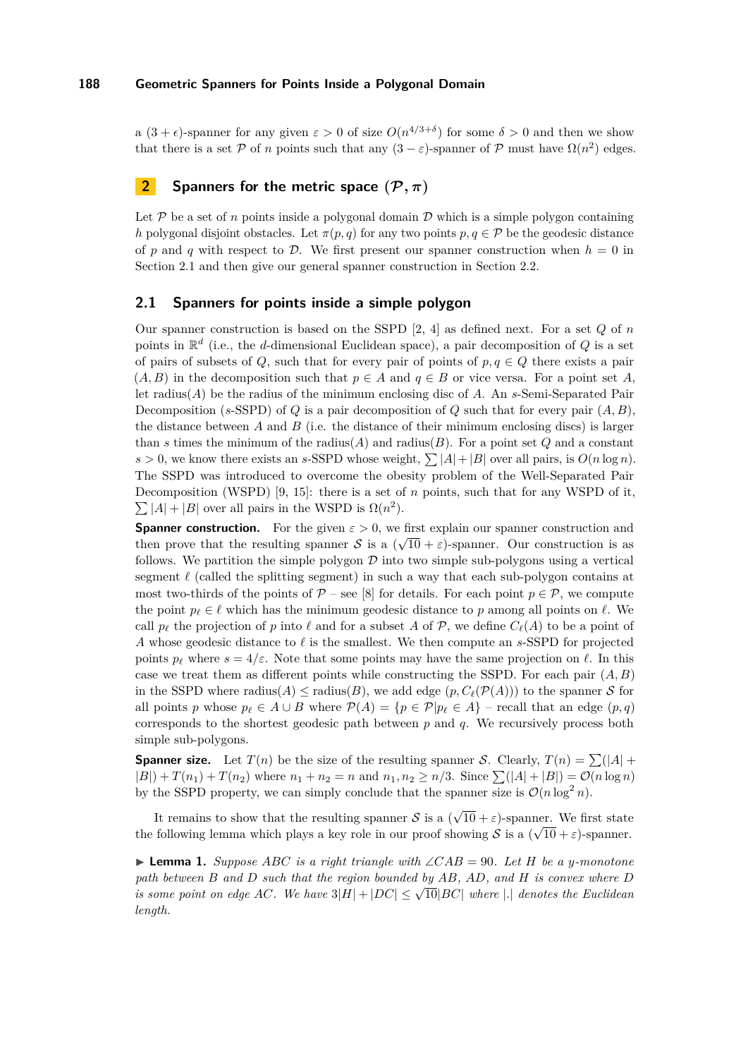a $(3+\epsilon)$-spanner for any given $\varepsilon > 0$ of size $O(n^{4/3+\delta})$ for some $\delta > 0$ and then we show that there is a set $\mathcal{P}$ of $n$ points such that any $(3-\varepsilon)$-spanner of $\mathcal{P}$ must have $\Omega(n^2)$ edges.

## 2 Spanners for the metric space $(\mathcal{P}, \pi)$

Let $\mathcal{P}$ be a set of $n$ points inside a polygonal domain $\mathcal{D}$ which is a simple polygon containing $h$ polygonal disjoint obstacles. Let $\pi(p,q)$ for any two points $p,q \in \mathcal{P}$ be the geodesic distance of $p$ and $q$ with respect to $\mathcal{D}$. We first present our spanner construction when $h = 0$ in Section 2.1 and then give our general spanner construction in Section 2.2.

### 2.1 Spanners for points inside a simple polygon

Our spanner construction is based on the SSPD [2, 4] as defined next. For a set $Q$ of $n$ points in $\mathbb{R}^d$ (i.e., the $d$-dimensional Euclidean space), a pair decomposition of $Q$ is a set of pairs of subsets of $Q$, such that for every pair of points of $p,q \in Q$ there exists a pair $(A,B)$ in the decomposition such that $p \in A$ and $q \in B$ or vice versa. For a point set $A$, let radius$(A)$ be the radius of the minimum enclosing disc of $A$. An $s$-Semi-Separated Pair Decomposition ($s$-SSPD) of $Q$ is a pair decomposition of $Q$ such that for every pair $(A,B)$, the distance between $A$ and $B$ (i.e. the distance of their minimum enclosing discs) is larger than $s$ times the minimum of the radius$(A)$ and radius$(B)$. For a point set $Q$ and a constant $s > 0$, we know there exists an $s$-SSPD whose weight, $\sum |A| + |B|$ over all pairs, is $O(n \log n)$. The SSPD was introduced to overcome the obesity problem of the Well-Separated Pair Decomposition (WSPD) [9, 15]: there is a set of $n$ points, such that for any WSPD of it, $\sum |A| + |B|$ over all pairs in the WSPD is $\Omega(n^2)$.

**Spanner construction.** For the given $\varepsilon > 0$, we first explain our spanner construction and then prove that the resulting spanner $\mathcal{S}$ is a $(\sqrt{10}+\varepsilon)$-spanner. Our construction is as follows. We partition the simple polygon $\mathcal{D}$ into two simple sub-polygons using a vertical segment $\ell$ (called the splitting segment) in such a way that each sub-polygon contains at most two-thirds of the points of $\mathcal{P}$ – see [8] for details. For each point $p \in \mathcal{P}$, we compute the point $p_\ell \in \ell$ which has the minimum geodesic distance to $p$ among all points on $\ell$. We call $p_\ell$ the projection of $p$ into $\ell$ and for a subset $A$ of $\mathcal{P}$, we define $C_\ell(A)$ to be a point of $A$ whose geodesic distance to $\ell$ is the smallest. We then compute an $s$-SSPD for projected points $p_\ell$ where $s = 4/\varepsilon$. Note that some points may have the same projection on $\ell$. In this case we treat them as different points while constructing the SSPD. For each pair $(A,B)$ in the SSPD where radius$(A) \leq$ radius$(B)$, we add edge $(p, C_\ell(\mathcal{P}(A)))$ to the spanner $\mathcal{S}$ for all points $p$ whose $p_\ell \in A \cup B$ where $\mathcal{P}(A) = \{p \in \mathcal{P} | p_\ell \in A\}$ – recall that an edge $(p,q)$ corresponds to the shortest geodesic path between $p$ and $q$. We recursively process both simple sub-polygons.

**Spanner size.** Let $T(n)$ be the size of the resulting spanner $\mathcal{S}$. Clearly, $T(n) = \sum(|A| + |B|) + T(n_1) + T(n_2)$ where $n_1 + n_2 = n$ and $n_1, n_2 \geq n/3$. Since $\sum(|A| + |B|) = \mathcal{O}(n \log n)$ by the SSPD property, we can simply conclude that the spanner size is $\mathcal{O}(n \log^2 n)$.

It remains to show that the resulting spanner $\mathcal{S}$ is a $(\sqrt{10}+\varepsilon)$-spanner. We first state the following lemma which plays a key role in our proof showing $\mathcal{S}$ is a $(\sqrt{10}+\varepsilon)$-spanner.

▶ **Lemma 1.** *Suppose $ABC$ is a right triangle with $\angle CAB = 90$. Let $H$ be a $y$-monotone path between $B$ and $D$ such that the region bounded by $AB$, $AD$, and $H$ is convex where $D$ is some point on edge $AC$. We have $3|H| + |DC| \leq \sqrt{10}|BC|$ where $|.|$ denotes the Euclidean length.*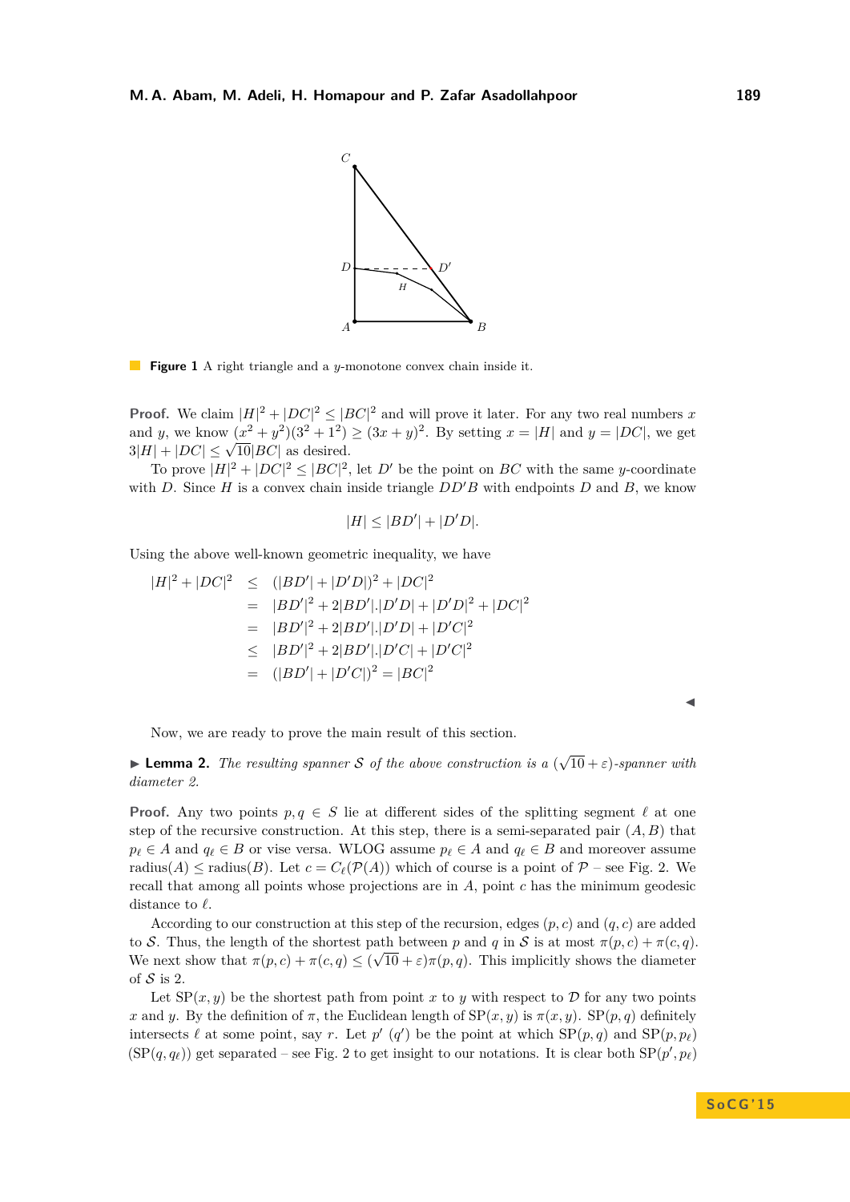C

D - - - - - - - - D'

H

A B

**Figure 1** A right triangle and a $y$-monotone convex chain inside it.

**Proof.** We claim $|H|^2 + |DC|^2 \leq |BC|^2$ and will prove it later. For any two real numbers $x$ and $y$, we know $(x^2 + y^2)(3^2 + 1^2) \geq (3x + y)^2$. By setting $x = |H|$ and $y = |DC|$, we get $3|H| + |DC| \leq \sqrt{10}|BC|$ as desired.

To prove $|H|^2 + |DC|^2 \leq |BC|^2$, let $D'$ be the point on $BC$ with the same $y$-coordinate with $D$. Since $H$ is a convex chain inside triangle $DD'B$ with endpoints $D$ and $B$, we know

$$|H| \leq |BD'| + |D'D|.$$

Using the above well-known geometric inequality, we have

$$\begin{aligned}
|H|^2 + |DC|^2 &\leq (|BD'| + |D'D|)^2 + |DC|^2 \\
&= |BD'|^2 + 2|BD'|.|D'D| + |D'D|^2 + |DC|^2 \\
&= |BD'|^2 + 2|BD'|.|D'D| + |D'C|^2 \\
&\leq |BD'|^2 + 2|BD'|.|D'C| + |D'C|^2 \\
&= (|BD'| + |D'C|)^2 = |BC|^2
\end{aligned}$$

◀

Now, we are ready to prove the main result of this section.

▶ **Lemma 2.** *The resulting spanner $\mathcal{S}$ of the above construction is a $(\sqrt{10} + \varepsilon)$-spanner with diameter 2.*

**Proof.** Any two points $p, q \in S$ lie at different sides of the splitting segment $\ell$ at one step of the recursive construction. At this step, there is a semi-separated pair $(A, B)$ that $p_\ell \in A$ and $q_\ell \in B$ or vise versa. WLOG assume $p_\ell \in A$ and $q_\ell \in B$ and moreover assume radius$(A) \leq$ radius$(B)$. Let $c = C_\ell(\mathcal{P}(A))$ which of course is a point of $\mathcal{P}$ – see Fig. 2. We recall that among all points whose projections are in $A$, point $c$ has the minimum geodesic distance to $\ell$.

According to our construction at this step of the recursion, edges $(p, c)$ and $(q, c)$ are added to $\mathcal{S}$. Thus, the length of the shortest path between $p$ and $q$ in $\mathcal{S}$ is at most $\pi(p, c) + \pi(c, q)$. We next show that $\pi(p, c) + \pi(c, q) \leq (\sqrt{10} + \varepsilon)\pi(p, q)$. This implicitly shows the diameter of $\mathcal{S}$ is 2.

Let SP$(x, y)$ be the shortest path from point $x$ to $y$ with respect to $\mathcal{D}$ for any two points $x$ and $y$. By the definition of $\pi$, the Euclidean length of SP$(x, y)$ is $\pi(x, y)$. SP$(p, q)$ definitely intersects $\ell$ at some point, say $r$. Let $p'$ $(q')$ be the point at which SP$(p, q)$ and SP$(p, p_\ell)$ (SP$(q, q_\ell)$) get separated – see Fig. 2 to get insight to our notations. It is clear both SP$(p', p_\ell)$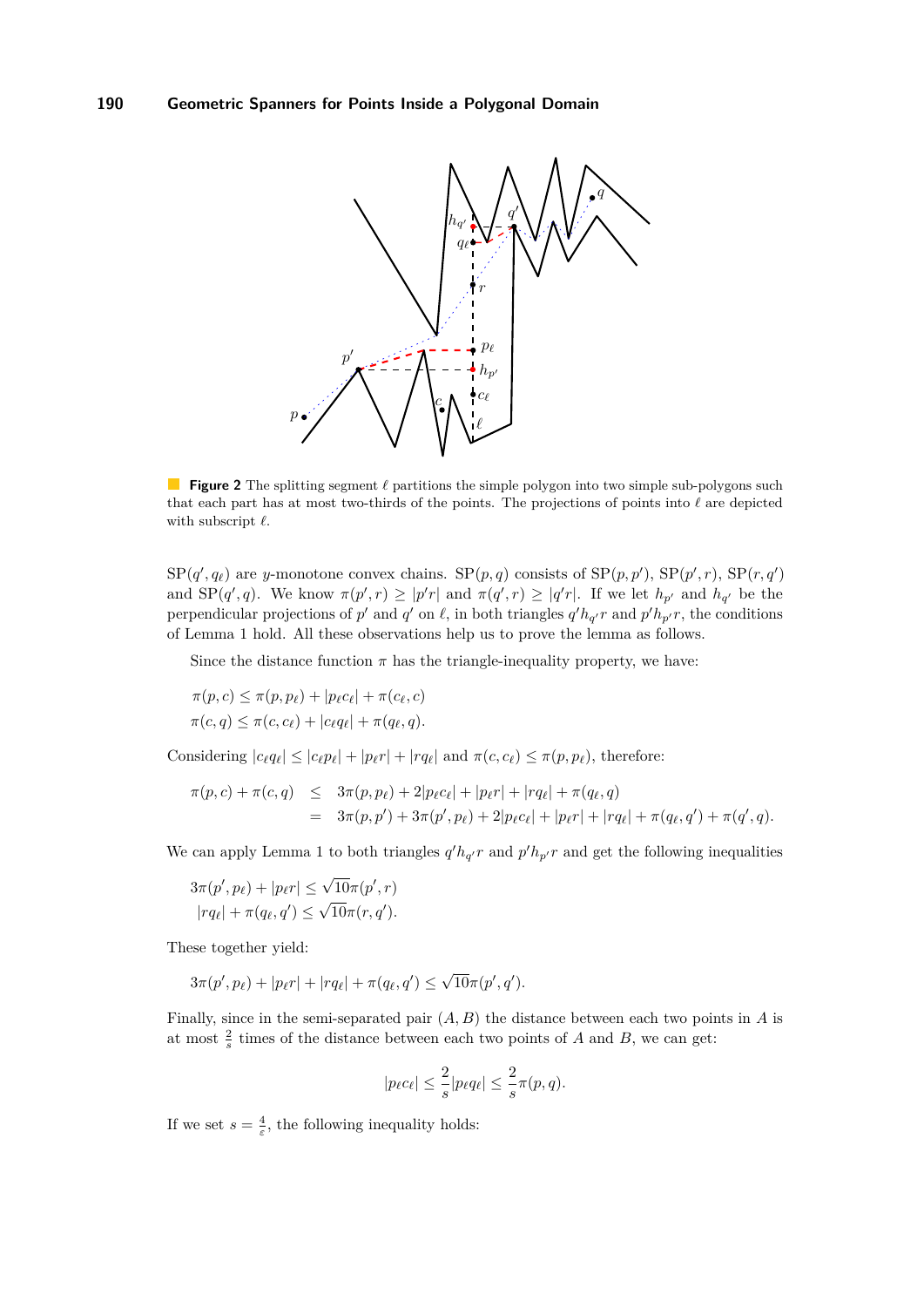$q$

$h_{q'}$

$q'$

$q_\ell$

$r$

$p'$

$p_\ell$

$h_{p'}$

$c$

$c_\ell$

$p$

$\ell$

**Figure 2** The splitting segment $\ell$ partitions the simple polygon into two simple sub-polygons such that each part has at most two-thirds of the points. The projections of points into $\ell$ are depicted with subscript $\ell$.

$\mathrm{SP}(q', q_\ell)$ are $y$-monotone convex chains. $\mathrm{SP}(p, q)$ consists of $\mathrm{SP}(p, p')$, $\mathrm{SP}(p', r)$, $\mathrm{SP}(r, q')$ and $\mathrm{SP}(q', q)$. We know $\pi(p', r) \geq |p'r|$ and $\pi(q', r) \geq |q'r|$. If we let $h_{p'}$ and $h_{q'}$ be the perpendicular projections of $p'$ and $q'$ on $\ell$, in both triangles $q'h_{q'}r$ and $p'h_{p'}r$, the conditions of Lemma 1 hold. All these observations help us to prove the lemma as follows.

Since the distance function $\pi$ has the triangle-inequality property, we have:

$$\pi(p, c) \leq \pi(p, p_\ell) + |p_\ell c_\ell| + \pi(c_\ell, c)$$
$$\pi(c, q) \leq \pi(c, c_\ell) + |c_\ell q_\ell| + \pi(q_\ell, q).$$

Considering $|c_\ell q_\ell| \leq |c_\ell p_\ell| + |p_\ell r| + |rq_\ell|$ and $\pi(c, c_\ell) \leq \pi(p, p_\ell)$, therefore:

$$\begin{aligned}
\pi(p, c) + \pi(c, q) &\leq 3\pi(p, p_\ell) + 2|p_\ell c_\ell| + |p_\ell r| + |rq_\ell| + \pi(q_\ell, q) \\
&= 3\pi(p, p') + 3\pi(p', p_\ell) + 2|p_\ell c_\ell| + |p_\ell r| + |rq_\ell| + \pi(q_\ell, q') + \pi(q', q).
\end{aligned}$$

We can apply Lemma 1 to both triangles $q'h_{q'}r$ and $p'h_{p'}r$ and get the following inequalities

$$3\pi(p', p_\ell) + |p_\ell r| \leq \sqrt{10}\pi(p', r)$$
$$|rq_\ell| + \pi(q_\ell, q') \leq \sqrt{10}\pi(r, q').$$

These together yield:

$$3\pi(p', p_\ell) + |p_\ell r| + |rq_\ell| + \pi(q_\ell, q') \leq \sqrt{10}\pi(p', q').$$

Finally, since in the semi-separated pair $(A, B)$ the distance between each two points in $A$ is at most $\frac{2}{s}$ times of the distance between each two points of $A$ and $B$, we can get:

$$|p_\ell c_\ell| \leq \frac{2}{s}|p_\ell q_\ell| \leq \frac{2}{s}\pi(p, q).$$

If we set $s = \frac{4}{\varepsilon}$, the following inequality holds: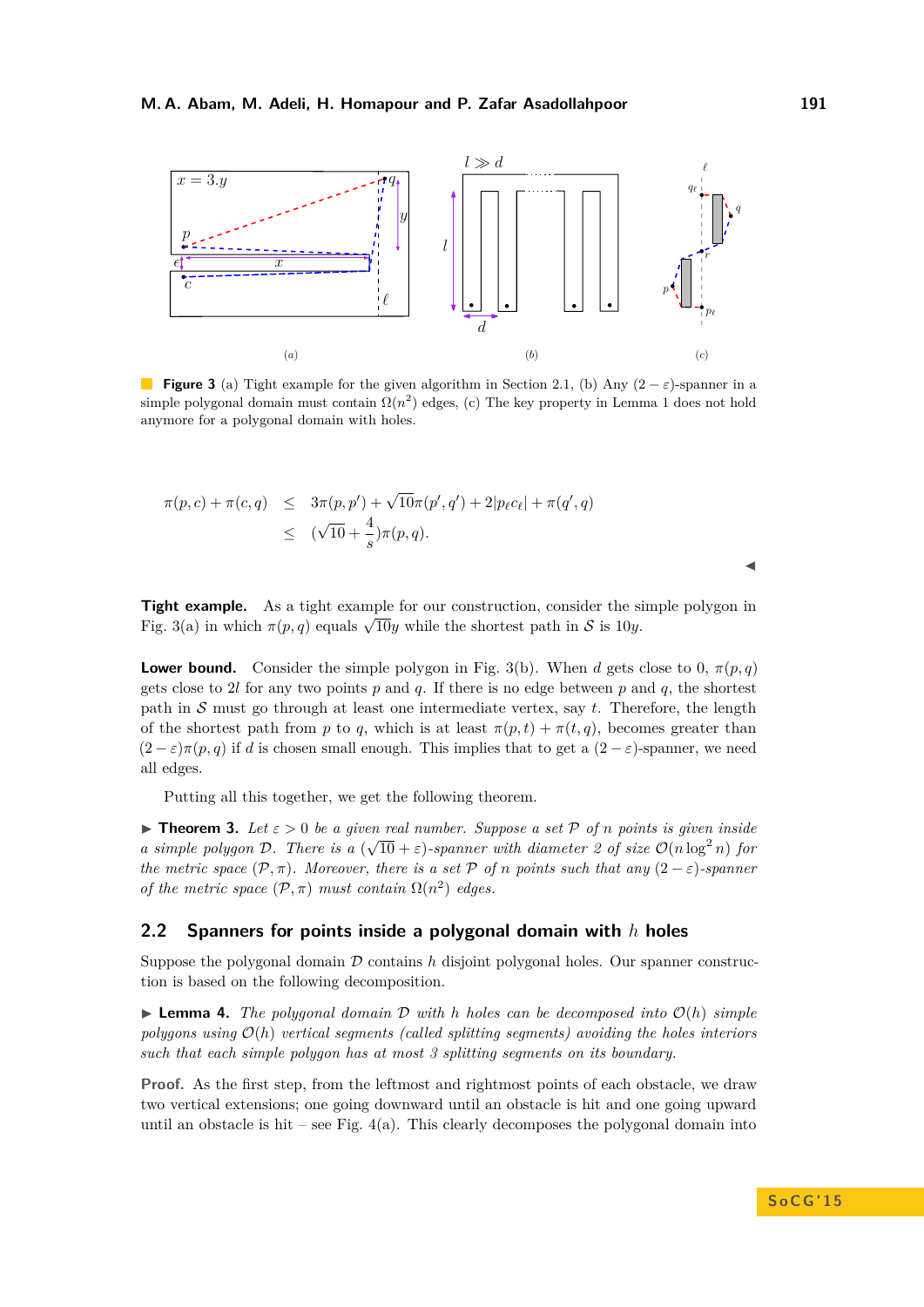(a)

(b)

(c)

**Figure 3** (a) Tight example for the given algorithm in Section 2.1, (b) Any $(2-\varepsilon)$-spanner in a simple polygonal domain must contain $\Omega(n^2)$ edges, (c) The key property in Lemma 1 does not hold anymore for a polygonal domain with holes.

$$
\begin{aligned}
\pi(p,c)+\pi(c,q) &\leq 3\pi(p,p') + \sqrt{10}\pi(p',q') + 2|p_\ell c_\ell| + \pi(q',q) \\
&\leq (\sqrt{10}+\frac{4}{s})\pi(p,q).
\end{aligned}
$$

◀

**Tight example.** As a tight example for our construction, consider the simple polygon in Fig. 3(a) in which $\pi(p,q)$ equals $\sqrt{10}y$ while the shortest path in $\mathcal{S}$ is $10y$.

**Lower bound.** Consider the simple polygon in Fig. 3(b). When $d$ gets close to 0, $\pi(p,q)$ gets close to $2l$ for any two points $p$ and $q$. If there is no edge between $p$ and $q$, the shortest path in $\mathcal{S}$ must go through at least one intermediate vertex, say $t$. Therefore, the length of the shortest path from $p$ to $q$, which is at least $\pi(p,t)+\pi(t,q)$, becomes greater than $(2-\varepsilon)\pi(p,q)$ if $d$ is chosen small enough. This implies that to get a $(2-\varepsilon)$-spanner, we need all edges.

Putting all this together, we get the following theorem.

▶ **Theorem 3.** *Let $\varepsilon > 0$ be a given real number. Suppose a set $\mathcal{P}$ of $n$ points is given inside a simple polygon $\mathcal{D}$. There is a $(\sqrt{10}+\varepsilon)$-spanner with diameter 2 of size $\mathcal{O}(n\log^2 n)$ for the metric space $(\mathcal{P},\pi)$. Moreover, there is a set $\mathcal{P}$ of $n$ points such that any $(2-\varepsilon)$-spanner of the metric space $(\mathcal{P},\pi)$ must contain $\Omega(n^2)$ edges.*

## 2.2 Spanners for points inside a polygonal domain with $h$ holes

Suppose the polygonal domain $\mathcal{D}$ contains $h$ disjoint polygonal holes. Our spanner construction is based on the following decomposition.

▶ **Lemma 4.** *The polygonal domain $\mathcal{D}$ with $h$ holes can be decomposed into $\mathcal{O}(h)$ simple polygons using $\mathcal{O}(h)$ vertical segments (called splitting segments) avoiding the holes interiors such that each simple polygon has at most 3 splitting segments on its boundary.*

**Proof.** As the first step, from the leftmost and rightmost points of each obstacle, we draw two vertical extensions; one going downward until an obstacle is hit and one going upward until an obstacle is hit – see Fig. 4(a). This clearly decomposes the polygonal domain into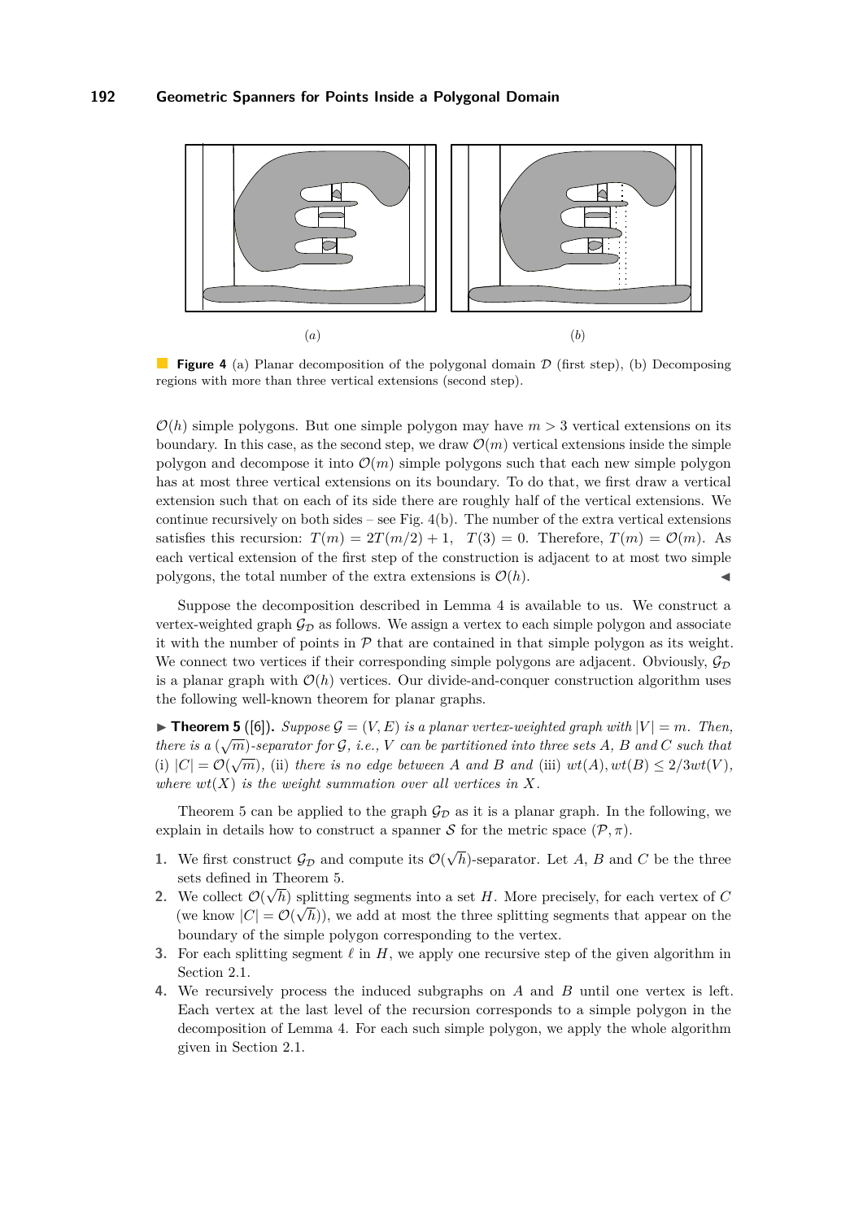(a) (b)

**Figure 4** (a) Planar decomposition of the polygonal domain $\mathcal{D}$ (first step), (b) Decomposing regions with more than three vertical extensions (second step).

$\mathcal{O}(h)$ simple polygons. But one simple polygon may have $m > 3$ vertical extensions on its boundary. In this case, as the second step, we draw $\mathcal{O}(m)$ vertical extensions inside the simple polygon and decompose it into $\mathcal{O}(m)$ simple polygons such that each new simple polygon has at most three vertical extensions on its boundary. To do that, we first draw a vertical extension such that on each of its side there are roughly half of the vertical extensions. We continue recursively on both sides – see Fig. 4(b). The number of the extra vertical extensions satisfies this recursion: $T(m) = 2T(m/2) + 1$, $T(3) = 0$. Therefore, $T(m) = \mathcal{O}(m)$. As each vertical extension of the first step of the construction is adjacent to at most two simple polygons, the total number of the extra extensions is $\mathcal{O}(h)$. ◀

Suppose the decomposition described in Lemma 4 is available to us. We construct a vertex-weighted graph $\mathcal{G}_\mathcal{D}$ as follows. We assign a vertex to each simple polygon and associate it with the number of points in $\mathcal{P}$ that are contained in that simple polygon as its weight. We connect two vertices if their corresponding simple polygons are adjacent. Obviously, $\mathcal{G}_\mathcal{D}$ is a planar graph with $\mathcal{O}(h)$ vertices. Our divide-and-conquer construction algorithm uses the following well-known theorem for planar graphs.

▶ **Theorem 5** ([6]). *Suppose $\mathcal{G} = (V, E)$ is a planar vertex-weighted graph with $|V| = m$. Then, there is a $(\sqrt{m})$-separator for $\mathcal{G}$, i.e., $V$ can be partitioned into three sets $A$, $B$ and $C$ such that* (i) $|C| = \mathcal{O}(\sqrt{m})$, (ii) *there is no edge between $A$ and $B$ and* (iii) $wt(A), wt(B) \leq 2/3wt(V)$, *where $wt(X)$ is the weight summation over all vertices in $X$.*

Theorem 5 can be applied to the graph $\mathcal{G}_\mathcal{D}$ as it is a planar graph. In the following, we explain in details how to construct a spanner $\mathcal{S}$ for the metric space $(\mathcal{P}, \pi)$.

1. We first construct $\mathcal{G}_\mathcal{D}$ and compute its $\mathcal{O}(\sqrt{h})$-separator. Let $A$, $B$ and $C$ be the three sets defined in Theorem 5.
2. We collect $\mathcal{O}(\sqrt{h})$ splitting segments into a set $H$. More precisely, for each vertex of $C$ (we know $|C| = \mathcal{O}(\sqrt{h})$), we add at most the three splitting segments that appear on the boundary of the simple polygon corresponding to the vertex.
3. For each splitting segment $\ell$ in $H$, we apply one recursive step of the given algorithm in Section 2.1.
4. We recursively process the induced subgraphs on $A$ and $B$ until one vertex is left. Each vertex at the last level of the recursion corresponds to a simple polygon in the decomposition of Lemma 4. For each such simple polygon, we apply the whole algorithm given in Section 2.1.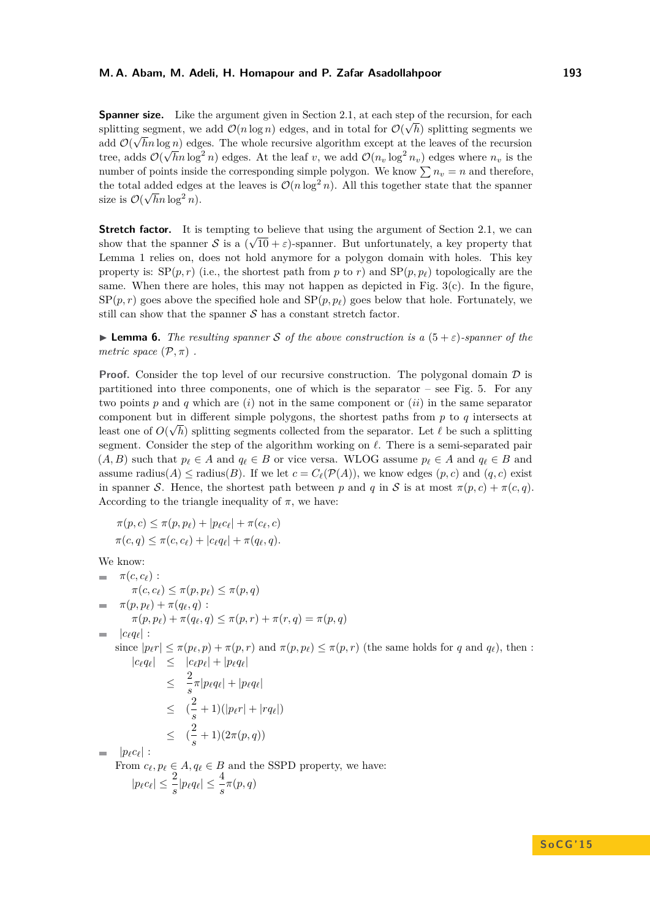**Spanner size.** Like the argument given in Section 2.1, at each step of the recursion, for each splitting segment, we add $\mathcal{O}(n \log n)$ edges, and in total for $\mathcal{O}(\sqrt{h})$ splitting segments we add $\mathcal{O}(\sqrt{h}n \log n)$ edges. The whole recursive algorithm except at the leaves of the recursion tree, adds $\mathcal{O}(\sqrt{h}n \log^2 n)$ edges. At the leaf $v$, we add $\mathcal{O}(n_v \log^2 n_v)$ edges where $n_v$ is the number of points inside the corresponding simple polygon. We know $\sum n_v = n$ and therefore, the total added edges at the leaves is $\mathcal{O}(n \log^2 n)$. All this together state that the spanner size is $\mathcal{O}(\sqrt{h}n \log^2 n)$.

**Stretch factor.** It is tempting to believe that using the argument of Section 2.1, we can show that the spanner $\mathcal{S}$ is a $(\sqrt{10} + \varepsilon)$-spanner. But unfortunately, a key property that Lemma 1 relies on, does not hold anymore for a polygon domain with holes. This key property is: $\mathrm{SP}(p, r)$ (i.e., the shortest path from $p$ to $r$) and $\mathrm{SP}(p, p_\ell)$ topologically are the same. When there are holes, this may not happen as depicted in Fig. 3(c). In the figure, $\mathrm{SP}(p, r)$ goes above the specified hole and $\mathrm{SP}(p, p_\ell)$ goes below that hole. Fortunately, we still can show that the spanner $\mathcal{S}$ has a constant stretch factor.

▶ **Lemma 6.** *The resulting spanner $\mathcal{S}$ of the above construction is a $(5 + \varepsilon)$-spanner of the metric space $(\mathcal{P}, \pi)$ .*

**Proof.** Consider the top level of our recursive construction. The polygonal domain $\mathcal{D}$ is partitioned into three components, one of which is the separator – see Fig. 5. For any two points $p$ and $q$ which are $(i)$ not in the same component or $(ii)$ in the same separator component but in different simple polygons, the shortest paths from $p$ to $q$ intersects at least one of $O(\sqrt{h})$ splitting segments collected from the separator. Let $\ell$ be such a splitting segment. Consider the step of the algorithm working on $\ell$. There is a semi-separated pair $(A, B)$ such that $p_\ell \in A$ and $q_\ell \in B$ or vice versa. WLOG assume $p_\ell \in A$ and $q_\ell \in B$ and assume radius$(A) \leq$ radius$(B)$. If we let $c = C_\ell(\mathcal{P}(A))$, we know edges $(p, c)$ and $(q, c)$ exist in spanner $\mathcal{S}$. Hence, the shortest path between $p$ and $q$ in $\mathcal{S}$ is at most $\pi(p, c) + \pi(c, q)$. According to the triangle inequality of $\pi$, we have:

$$\pi(p, c) \leq \pi(p, p_\ell) + |p_\ell c_\ell| + \pi(c_\ell, c)$$
$$\pi(c, q) \leq \pi(c, c_\ell) + |c_\ell q_\ell| + \pi(q_\ell, q).$$

We know:

- $\pi(c, c_\ell)$ :
  $$\pi(c, c_\ell) \leq \pi(p, p_\ell) \leq \pi(p, q)$$
- $\pi(p, p_\ell) + \pi(q_\ell, q)$ :
  $$\pi(p, p_\ell) + \pi(q_\ell, q) \leq \pi(p, r) + \pi(r, q) = \pi(p, q)$$
- $|c_\ell q_\ell|$ :
  since $|p_\ell r| \leq \pi(p_\ell, p) + \pi(p, r)$ and $\pi(p, p_\ell) \leq \pi(p, r)$ (the same holds for $q$ and $q_\ell$), then :
  $$\begin{aligned} |c_\ell q_\ell| &\leq |c_\ell p_\ell| + |p_\ell q_\ell| \\ &\leq \frac{2}{s}\pi|p_\ell q_\ell| + |p_\ell q_\ell| \\ &\leq (\frac{2}{s} + 1)(|p_\ell r| + |r q_\ell|) \\ &\leq (\frac{2}{s} + 1)(2\pi(p, q)) \end{aligned}$$
- $|p_\ell c_\ell|$ :
  From $c_\ell, p_\ell \in A, q_\ell \in B$ and the SSPD property, we have:
  $$|p_\ell c_\ell| \leq \frac{2}{s}|p_\ell q_\ell| \leq \frac{4}{s}\pi(p, q)$$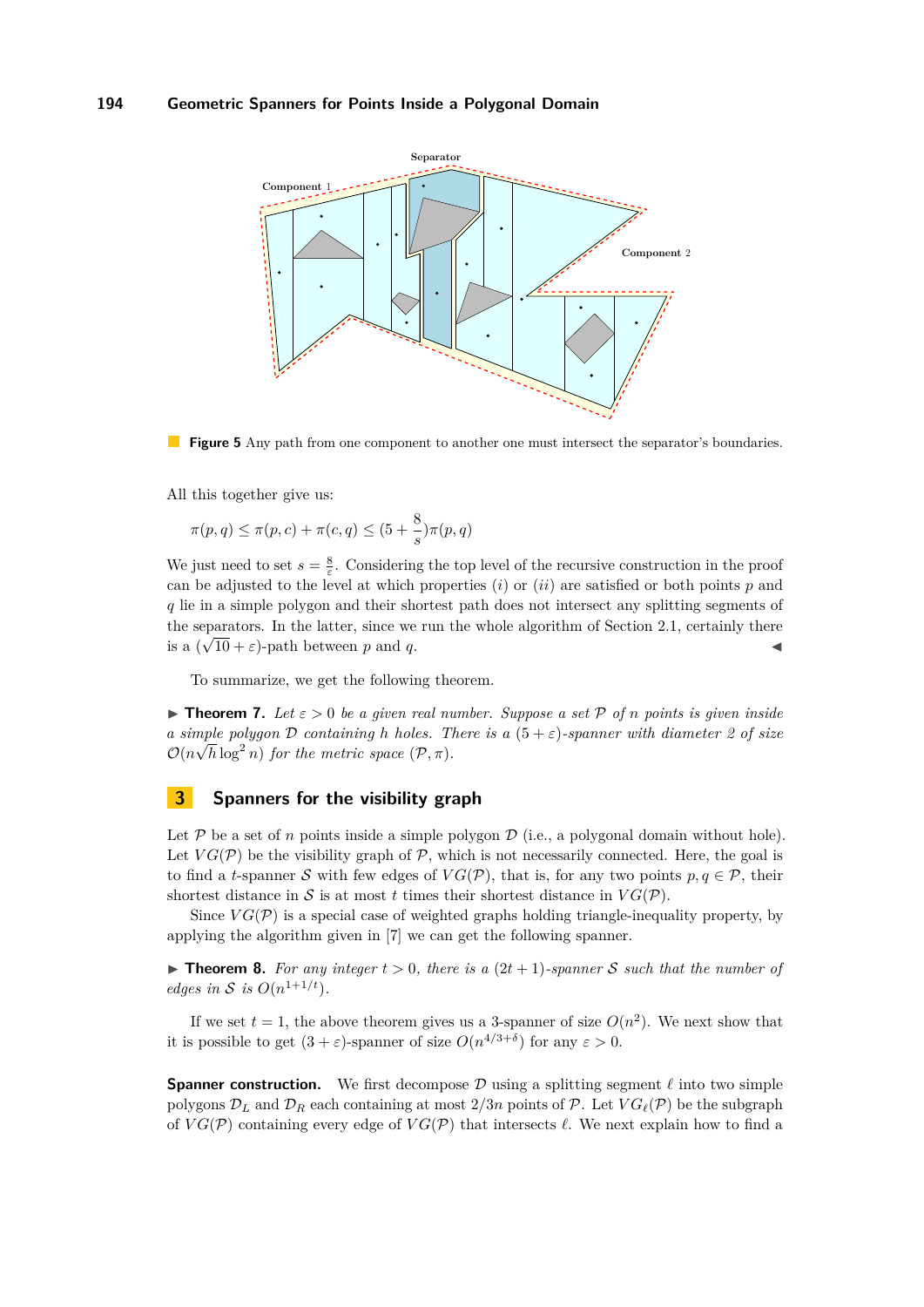Separator

Component 1

Component 2

**Figure 5** Any path from one component to another one must intersect the separator's boundaries.

All this together give us:

$$\pi(p,q) \leq \pi(p,c) + \pi(c,q) \leq (5 + \frac{8}{s})\pi(p,q)$$

We just need to set $s = \frac{8}{\varepsilon}$. Considering the top level of the recursive construction in the proof can be adjusted to the level at which properties $(i)$ or $(ii)$ are satisfied or both points $p$ and $q$ lie in a simple polygon and their shortest path does not intersect any splitting segments of the separators. In the latter, since we run the whole algorithm of Section 2.1, certainly there is a $(\sqrt{10} + \varepsilon)$-path between $p$ and $q$. ◀

To summarize, we get the following theorem.

▶ **Theorem 7.** *Let $\varepsilon > 0$ be a given real number. Suppose a set $\mathcal{P}$ of $n$ points is given inside a simple polygon $\mathcal{D}$ containing $h$ holes. There is a $(5+\varepsilon)$-spanner with diameter 2 of size $\mathcal{O}(n\sqrt{h}\log^2 n)$ for the metric space $(\mathcal{P}, \pi)$.*

## 3 Spanners for the visibility graph

Let $\mathcal{P}$ be a set of $n$ points inside a simple polygon $\mathcal{D}$ (i.e., a polygonal domain without hole). Let $VG(\mathcal{P})$ be the visibility graph of $\mathcal{P}$, which is not necessarily connected. Here, the goal is to find a $t$-spanner $\mathcal{S}$ with few edges of $VG(\mathcal{P})$, that is, for any two points $p, q \in \mathcal{P}$, their shortest distance in $\mathcal{S}$ is at most $t$ times their shortest distance in $VG(\mathcal{P})$.

Since $VG(\mathcal{P})$ is a special case of weighted graphs holding triangle-inequality property, by applying the algorithm given in [7] we can get the following spanner.

▶ **Theorem 8.** *For any integer $t > 0$, there is a $(2t+1)$-spanner $\mathcal{S}$ such that the number of edges in $\mathcal{S}$ is $O(n^{1+1/t})$.*

If we set $t = 1$, the above theorem gives us a 3-spanner of size $O(n^2)$. We next show that it is possible to get $(3+\varepsilon)$-spanner of size $O(n^{4/3+\delta})$ for any $\varepsilon > 0$.

**Spanner construction.** We first decompose $\mathcal{D}$ using a splitting segment $\ell$ into two simple polygons $\mathcal{D}_L$ and $\mathcal{D}_R$ each containing at most $2/3n$ points of $\mathcal{P}$. Let $VG_\ell(\mathcal{P})$ be the subgraph of $VG(\mathcal{P})$ containing every edge of $VG(\mathcal{P})$ that intersects $\ell$. We next explain how to find a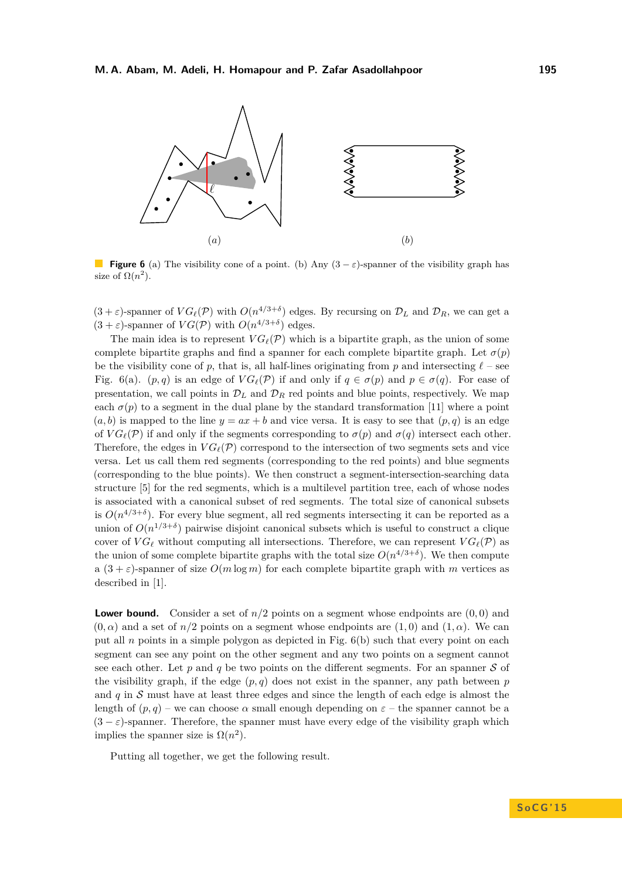(a)

(b)

**Figure 6** (a) The visibility cone of a point. (b) Any $(3-\varepsilon)$-spanner of the visibility graph has size of $\Omega(n^2)$.

$(3+\varepsilon)$-spanner of $VG_\ell(\mathcal{P})$ with $O(n^{4/3+\delta})$ edges. By recursing on $\mathcal{D}_L$ and $\mathcal{D}_R$, we can get a $(3+\varepsilon)$-spanner of $VG(\mathcal{P})$ with $O(n^{4/3+\delta})$ edges.

The main idea is to represent $VG_\ell(\mathcal{P})$ which is a bipartite graph, as the union of some complete bipartite graphs and find a spanner for each complete bipartite graph. Let $\sigma(p)$ be the visibility cone of $p$, that is, all half-lines originating from $p$ and intersecting $\ell$ – see Fig. 6(a). $(p, q)$ is an edge of $VG_\ell(\mathcal{P})$ if and only if $q \in \sigma(p)$ and $p \in \sigma(q)$. For ease of presentation, we call points in $\mathcal{D}_L$ and $\mathcal{D}_R$ red points and blue points, respectively. We map each $\sigma(p)$ to a segment in the dual plane by the standard transformation [11] where a point $(a, b)$ is mapped to the line $y = ax + b$ and vice versa. It is easy to see that $(p, q)$ is an edge of $VG_\ell(\mathcal{P})$ if and only if the segments corresponding to $\sigma(p)$ and $\sigma(q)$ intersect each other. Therefore, the edges in $VG_\ell(\mathcal{P})$ correspond to the intersection of two segments sets and vice versa. Let us call them red segments (corresponding to the red points) and blue segments (corresponding to the blue points). We then construct a segment-intersection-searching data structure [5] for the red segments, which is a multilevel partition tree, each of whose nodes is associated with a canonical subset of red segments. The total size of canonical subsets is $O(n^{4/3+\delta})$. For every blue segment, all red segments intersecting it can be reported as a union of $O(n^{1/3+\delta})$ pairwise disjoint canonical subsets which is useful to construct a clique cover of $VG_\ell$ without computing all intersections. Therefore, we can represent $VG_\ell(\mathcal{P})$ as the union of some complete bipartite graphs with the total size $O(n^{4/3+\delta})$. We then compute a $(3+\varepsilon)$-spanner of size $O(m \log m)$ for each complete bipartite graph with $m$ vertices as described in [1].

**Lower bound.** Consider a set of $n/2$ points on a segment whose endpoints are $(0, 0)$ and $(0, \alpha)$ and a set of $n/2$ points on a segment whose endpoints are $(1, 0)$ and $(1, \alpha)$. We can put all $n$ points in a simple polygon as depicted in Fig. 6(b) such that every point on each segment can see any point on the other segment and any two points on a segment cannot see each other. Let $p$ and $q$ be two points on the different segments. For an spanner $\mathcal{S}$ of the visibility graph, if the edge $(p, q)$ does not exist in the spanner, any path between $p$ and $q$ in $\mathcal{S}$ must have at least three edges and since the length of each edge is almost the length of $(p, q)$ – we can choose $\alpha$ small enough depending on $\varepsilon$ – the spanner cannot be a $(3-\varepsilon)$-spanner. Therefore, the spanner must have every edge of the visibility graph which implies the spanner size is $\Omega(n^2)$.

Putting all together, we get the following result.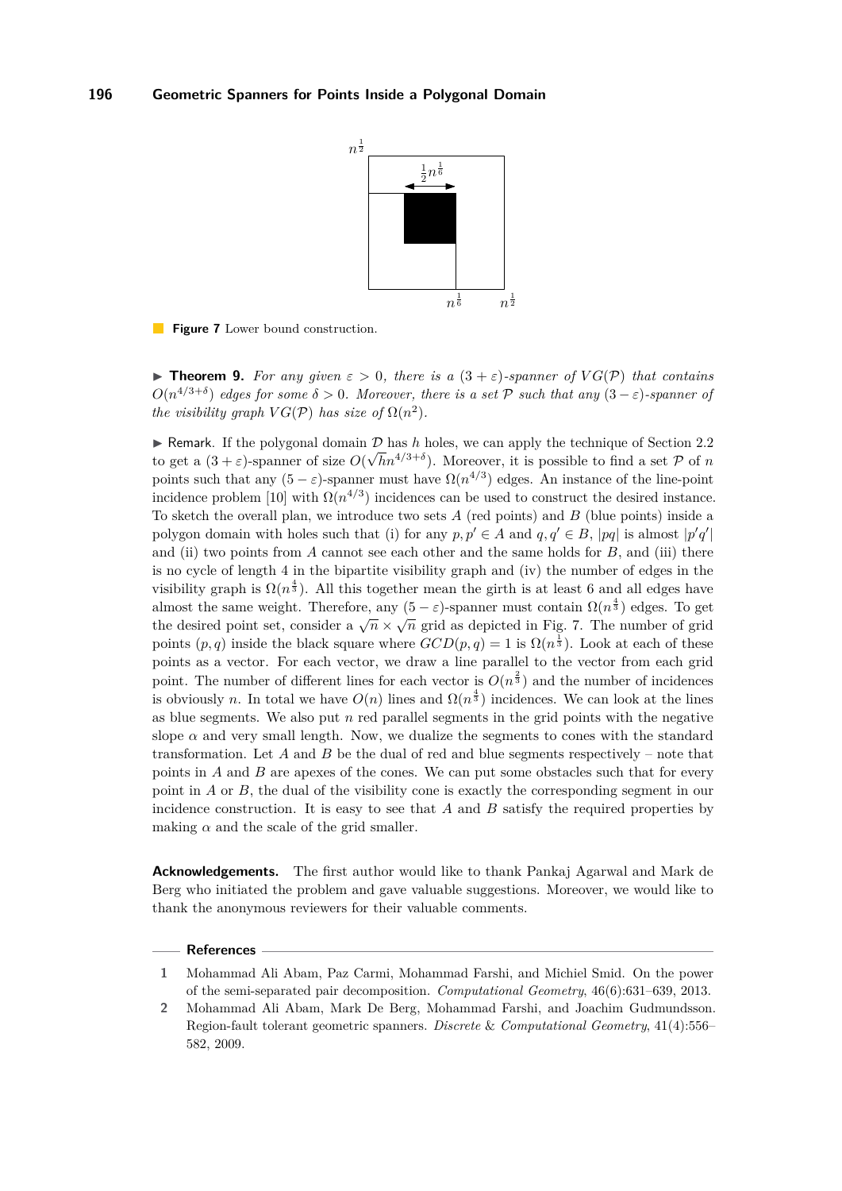**Figure 7** Lower bound construction.

▶ **Theorem 9.** *For any given $\varepsilon > 0$, there is a $(3+\varepsilon)$-spanner of $VG(\mathcal{P})$ that contains $O(n^{4/3+\delta})$ edges for some $\delta > 0$. Moreover, there is a set $\mathcal{P}$ such that any $(3-\varepsilon)$-spanner of the visibility graph $VG(\mathcal{P})$ has size of $\Omega(n^2)$.*

▶ Remark. If the polygonal domain $\mathcal{D}$ has $h$ holes, we can apply the technique of Section 2.2 to get a $(3+\varepsilon)$-spanner of size $O(\sqrt{h}n^{4/3+\delta})$. Moreover, it is possible to find a set $\mathcal{P}$ of $n$ points such that any $(5-\varepsilon)$-spanner must have $\Omega(n^{4/3})$ edges. An instance of the line-point incidence problem [10] with $\Omega(n^{4/3})$ incidences can be used to construct the desired instance. To sketch the overall plan, we introduce two sets $A$ (red points) and $B$ (blue points) inside a polygon domain with holes such that (i) for any $p, p' \in A$ and $q, q' \in B$, $|pq|$ is almost $|p'q'|$ and (ii) two points from $A$ cannot see each other and the same holds for $B$, and (iii) there is no cycle of length 4 in the bipartite visibility graph and (iv) the number of edges in the visibility graph is $\Omega(n^{\frac{4}{3}})$. All this together mean the girth is at least 6 and all edges have almost the same weight. Therefore, any $(5-\varepsilon)$-spanner must contain $\Omega(n^{\frac{4}{3}})$ edges. To get the desired point set, consider a $\sqrt{n} \times \sqrt{n}$ grid as depicted in Fig. 7. The number of grid points $(p, q)$ inside the black square where $GCD(p, q) = 1$ is $\Omega(n^{\frac{1}{3}})$. Look at each of these points as a vector. For each vector, we draw a line parallel to the vector from each grid point. The number of different lines for each vector is $O(n^{\frac{2}{3}})$ and the number of incidences is obviously $n$. In total we have $O(n)$ lines and $\Omega(n^{\frac{4}{3}})$ incidences. We can look at the lines as blue segments. We also put $n$ red parallel segments in the grid points with the negative slope $\alpha$ and very small length. Now, we dualize the segments to cones with the standard transformation. Let $A$ and $B$ be the dual of red and blue segments respectively – note that points in $A$ and $B$ are apexes of the cones. We can put some obstacles such that for every point in $A$ or $B$, the dual of the visibility cone is exactly the corresponding segment in our incidence construction. It is easy to see that $A$ and $B$ satisfy the required properties by making $\alpha$ and the scale of the grid smaller.

**Acknowledgements.** The first author would like to thank Pankaj Agarwal and Mark de Berg who initiated the problem and gave valuable suggestions. Moreover, we would like to thank the anonymous reviewers for their valuable comments.

## References

1. Mohammad Ali Abam, Paz Carmi, Mohammad Farshi, and Michiel Smid. On the power of the semi-separated pair decomposition. *Computational Geometry*, 46(6):631–639, 2013.
2. Mohammad Ali Abam, Mark De Berg, Mohammad Farshi, and Joachim Gudmundsson. Region-fault tolerant geometric spanners. *Discrete & Computational Geometry*, 41(4):556–582, 2009.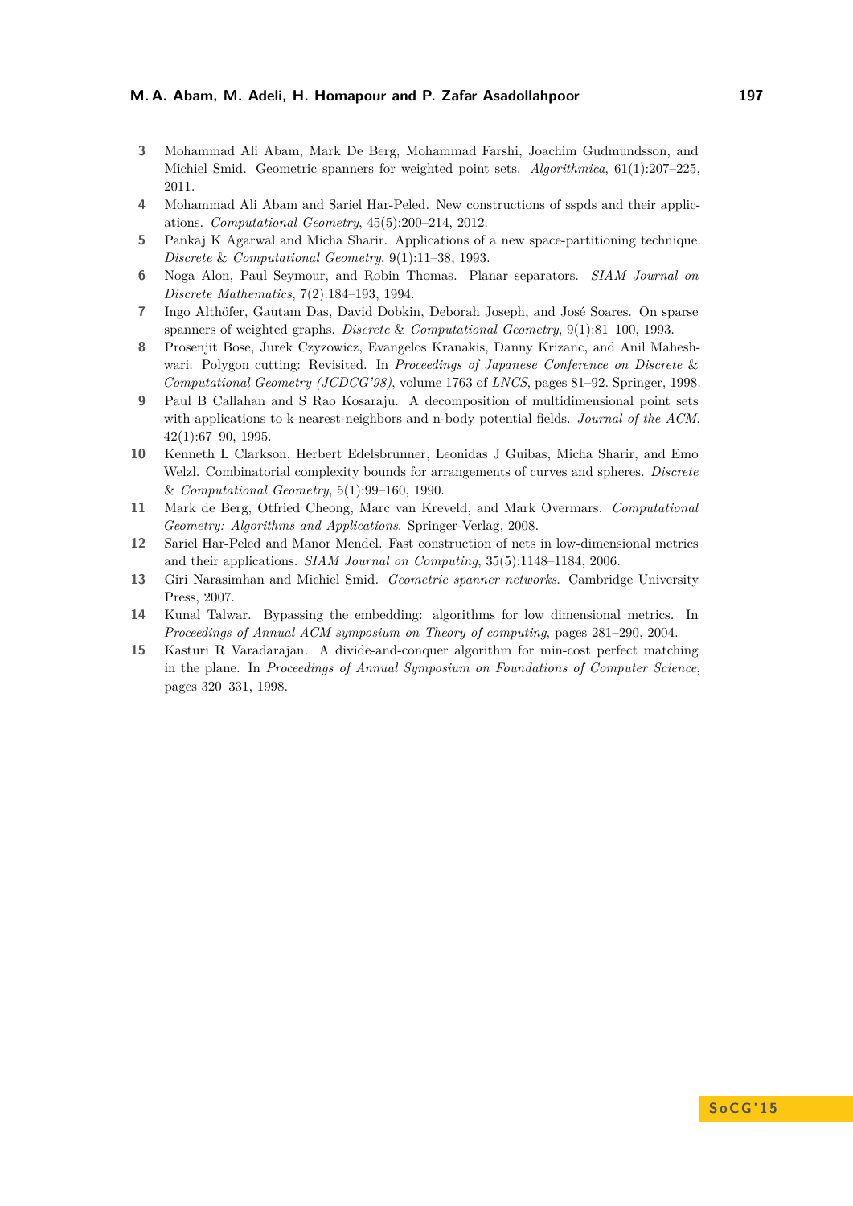3. Mohammad Ali Abam, Mark De Berg, Mohammad Farshi, Joachim Gudmundsson, and Michiel Smid. Geometric spanners for weighted point sets. *Algorithmica*, 61(1):207–225, 2011.
4. Mohammad Ali Abam and Sariel Har-Peled. New constructions of sspds and their applications. *Computational Geometry*, 45(5):200–214, 2012.
5. Pankaj K Agarwal and Micha Sharir. Applications of a new space-partitioning technique. *Discrete & Computational Geometry*, 9(1):11–38, 1993.
6. Noga Alon, Paul Seymour, and Robin Thomas. Planar separators. *SIAM Journal on Discrete Mathematics*, 7(2):184–193, 1994.
7. Ingo Althöfer, Gautam Das, David Dobkin, Deborah Joseph, and José Soares. On sparse spanners of weighted graphs. *Discrete & Computational Geometry*, 9(1):81–100, 1993.
8. Prosenjit Bose, Jurek Czyzowicz, Evangelos Kranakis, Danny Krizanc, and Anil Maheshwari. Polygon cutting: Revisited. In *Proceedings of Japanese Conference on Discrete & Computational Geometry (JCDCG'98)*, volume 1763 of *LNCS*, pages 81–92. Springer, 1998.
9. Paul B Callahan and S Rao Kosaraju. A decomposition of multidimensional point sets with applications to k-nearest-neighbors and n-body potential fields. *Journal of the ACM*, 42(1):67–90, 1995.
10. Kenneth L Clarkson, Herbert Edelsbrunner, Leonidas J Guibas, Micha Sharir, and Emo Welzl. Combinatorial complexity bounds for arrangements of curves and spheres. *Discrete & Computational Geometry*, 5(1):99–160, 1990.
11. Mark de Berg, Otfried Cheong, Marc van Kreveld, and Mark Overmars. *Computational Geometry: Algorithms and Applications*. Springer-Verlag, 2008.
12. Sariel Har-Peled and Manor Mendel. Fast construction of nets in low-dimensional metrics and their applications. *SIAM Journal on Computing*, 35(5):1148–1184, 2006.
13. Giri Narasimhan and Michiel Smid. *Geometric spanner networks*. Cambridge University Press, 2007.
14. Kunal Talwar. Bypassing the embedding: algorithms for low dimensional metrics. In *Proceedings of Annual ACM symposium on Theory of computing*, pages 281–290, 2004.
15. Kasturi R Varadarajan. A divide-and-conquer algorithm for min-cost perfect matching in the plane. In *Proceedings of Annual Symposium on Foundations of Computer Science*, pages 320–331, 1998.